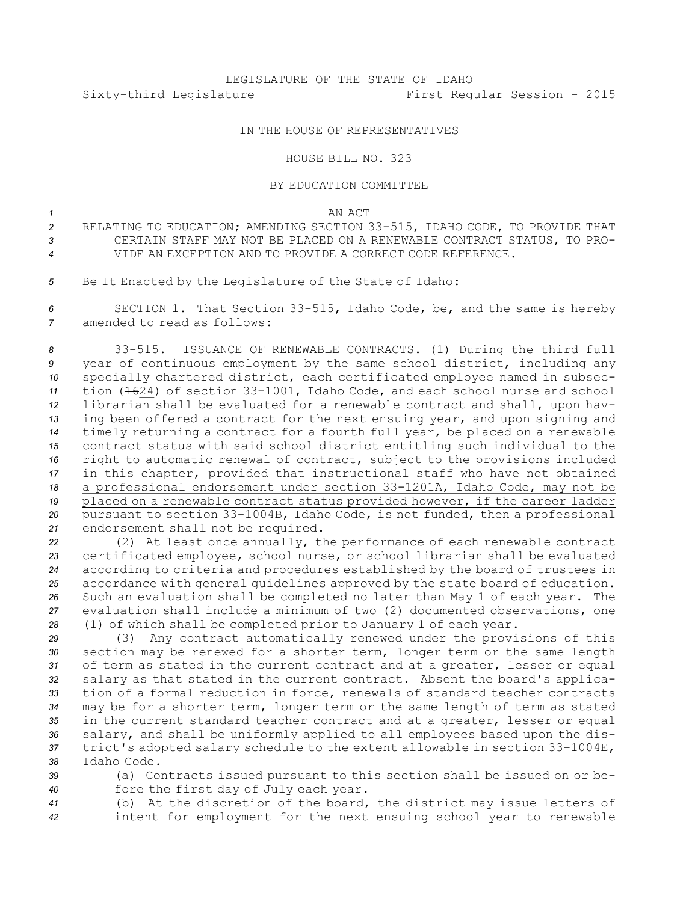LEGISLATURE OF THE STATE OF IDAHO
Sixty-third Legislature First Regular Session - 2015

IN THE HOUSE OF REPRESENTATIVES

HOUSE BILL NO. 323

BY EDUCATION COMMITTEE

AN ACT

RELATING TO EDUCATION; AMENDING SECTION 33-515, IDAHO CODE, TO PROVIDE THAT CERTAIN STAFF MAY NOT BE PLACED ON A RENEWABLE CONTRACT STATUS, TO PROVIDE AN EXCEPTION AND TO PROVIDE A CORRECT CODE REFERENCE.

Be It Enacted by the Legislature of the State of Idaho:

SECTION 1. That Section 33-515, Idaho Code, be, and the same is hereby amended to read as follows:

33-515. ISSUANCE OF RENEWABLE CONTRACTS. (1) During the third full year of continuous employment by the same school district, including any specially chartered district, each certificated employee named in subsection (~~16~~24) of section 33-1001, Idaho Code, and each school nurse and school librarian shall be evaluated for a renewable contract and shall, upon having been offered a contract for the next ensuing year, and upon signing and timely returning a contract for a fourth full year, be placed on a renewable contract status with said school district entitling such individual to the right to automatic renewal of contract, subject to the provisions included in this chapter, provided that instructional staff who have not obtained a professional endorsement under section 33-1201A, Idaho Code, may not be placed on a renewable contract status provided however, if the career ladder pursuant to section 33-1004B, Idaho Code, is not funded, then a professional endorsement shall not be required.

(2) At least once annually, the performance of each renewable contract certificated employee, school nurse, or school librarian shall be evaluated according to criteria and procedures established by the board of trustees in accordance with general guidelines approved by the state board of education. Such an evaluation shall be completed no later than May 1 of each year. The evaluation shall include a minimum of two (2) documented observations, one (1) of which shall be completed prior to January 1 of each year.

(3) Any contract automatically renewed under the provisions of this section may be renewed for a shorter term, longer term or the same length of term as stated in the current contract and at a greater, lesser or equal salary as that stated in the current contract. Absent the board's application of a formal reduction in force, renewals of standard teacher contracts may be for a shorter term, longer term or the same length of term as stated in the current standard teacher contract and at a greater, lesser or equal salary, and shall be uniformly applied to all employees based upon the district's adopted salary schedule to the extent allowable in section 33-1004E, Idaho Code.

(a) Contracts issued pursuant to this section shall be issued on or before the first day of July each year.

(b) At the discretion of the board, the district may issue letters of intent for employment for the next ensuing school year to renewable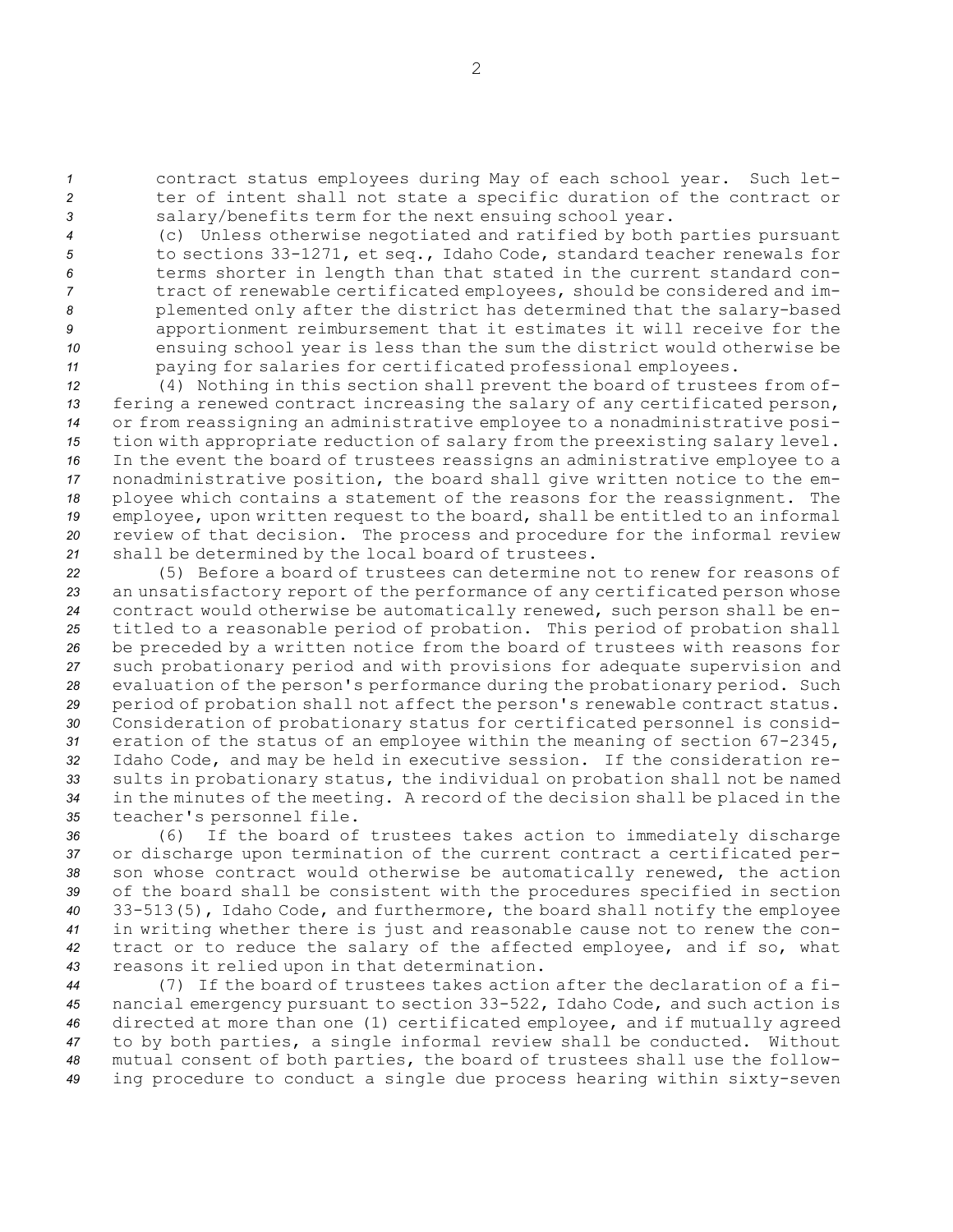contract status employees during May of each school year. Such letter of intent shall not state a specific duration of the contract or salary/benefits term for the next ensuing school year.

(c) Unless otherwise negotiated and ratified by both parties pursuant to sections 33-1271, et seq., Idaho Code, standard teacher renewals for terms shorter in length than that stated in the current standard contract of renewable certificated employees, should be considered and implemented only after the district has determined that the salary-based apportionment reimbursement that it estimates it will receive for the ensuing school year is less than the sum the district would otherwise be paying for salaries for certificated professional employees.

(4) Nothing in this section shall prevent the board of trustees from offering a renewed contract increasing the salary of any certificated person, or from reassigning an administrative employee to a nonadministrative position with appropriate reduction of salary from the preexisting salary level. In the event the board of trustees reassigns an administrative employee to a nonadministrative position, the board shall give written notice to the employee which contains a statement of the reasons for the reassignment. The employee, upon written request to the board, shall be entitled to an informal review of that decision. The process and procedure for the informal review shall be determined by the local board of trustees.

(5) Before a board of trustees can determine not to renew for reasons of an unsatisfactory report of the performance of any certificated person whose contract would otherwise be automatically renewed, such person shall be entitled to a reasonable period of probation. This period of probation shall be preceded by a written notice from the board of trustees with reasons for such probationary period and with provisions for adequate supervision and evaluation of the person's performance during the probationary period. Such period of probation shall not affect the person's renewable contract status. Consideration of probationary status for certificated personnel is consideration of the status of an employee within the meaning of section 67-2345, Idaho Code, and may be held in executive session. If the consideration results in probationary status, the individual on probation shall not be named in the minutes of the meeting. A record of the decision shall be placed in the teacher's personnel file.

(6) If the board of trustees takes action to immediately discharge or discharge upon termination of the current contract a certificated person whose contract would otherwise be automatically renewed, the action of the board shall be consistent with the procedures specified in section 33-513(5), Idaho Code, and furthermore, the board shall notify the employee in writing whether there is just and reasonable cause not to renew the contract or to reduce the salary of the affected employee, and if so, what reasons it relied upon in that determination.

(7) If the board of trustees takes action after the declaration of a financial emergency pursuant to section 33-522, Idaho Code, and such action is directed at more than one (1) certificated employee, and if mutually agreed to by both parties, a single informal review shall be conducted. Without mutual consent of both parties, the board of trustees shall use the following procedure to conduct a single due process hearing within sixty-seven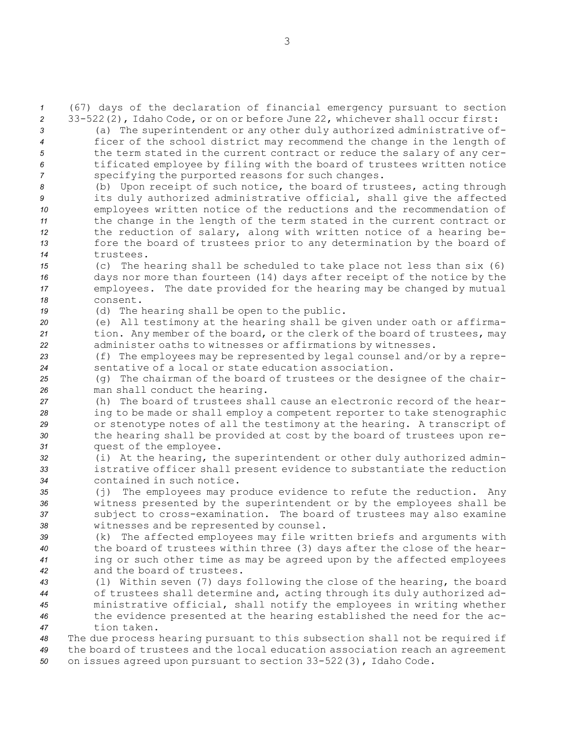(67) days of the declaration of financial emergency pursuant to section 33-522(2), Idaho Code, or on or before June 22, whichever shall occur first:

(a) The superintendent or any other duly authorized administrative officer of the school district may recommend the change in the length of the term stated in the current contract or reduce the salary of any certificated employee by filing with the board of trustees written notice specifying the purported reasons for such changes.

(b) Upon receipt of such notice, the board of trustees, acting through its duly authorized administrative official, shall give the affected employees written notice of the reductions and the recommendation of the change in the length of the term stated in the current contract or the reduction of salary, along with written notice of a hearing before the board of trustees prior to any determination by the board of trustees.

(c) The hearing shall be scheduled to take place not less than six (6) days nor more than fourteen (14) days after receipt of the notice by the employees. The date provided for the hearing may be changed by mutual consent.

(d) The hearing shall be open to the public.

(e) All testimony at the hearing shall be given under oath or affirmation. Any member of the board, or the clerk of the board of trustees, may administer oaths to witnesses or affirmations by witnesses.

(f) The employees may be represented by legal counsel and/or by a representative of a local or state education association.

(g) The chairman of the board of trustees or the designee of the chairman shall conduct the hearing.

(h) The board of trustees shall cause an electronic record of the hearing to be made or shall employ a competent reporter to take stenographic or stenotype notes of all the testimony at the hearing. A transcript of the hearing shall be provided at cost by the board of trustees upon request of the employee.

(i) At the hearing, the superintendent or other duly authorized administrative officer shall present evidence to substantiate the reduction contained in such notice.

(j) The employees may produce evidence to refute the reduction. Any witness presented by the superintendent or by the employees shall be subject to cross-examination. The board of trustees may also examine witnesses and be represented by counsel.

(k) The affected employees may file written briefs and arguments with the board of trustees within three (3) days after the close of the hearing or such other time as may be agreed upon by the affected employees and the board of trustees.

(l) Within seven (7) days following the close of the hearing, the board of trustees shall determine and, acting through its duly authorized administrative official, shall notify the employees in writing whether the evidence presented at the hearing established the need for the action taken.

The due process hearing pursuant to this subsection shall not be required if the board of trustees and the local education association reach an agreement on issues agreed upon pursuant to section 33-522(3), Idaho Code.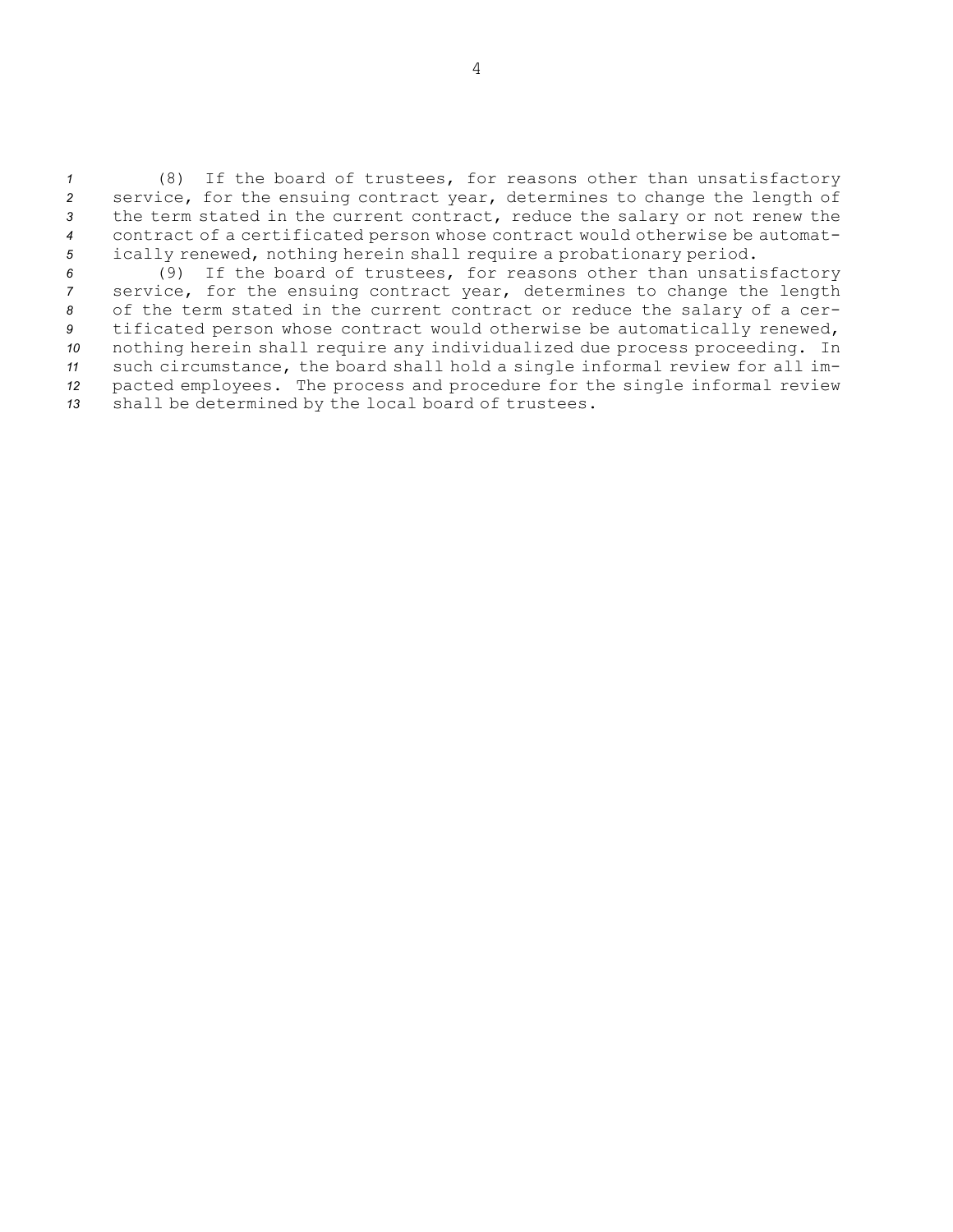(8) If the board of trustees, for reasons other than unsatisfactory service, for the ensuing contract year, determines to change the length of the term stated in the current contract, reduce the salary or not renew the contract of a certificated person whose contract would otherwise be automatically renewed, nothing herein shall require a probationary period.

(9) If the board of trustees, for reasons other than unsatisfactory service, for the ensuing contract year, determines to change the length of the term stated in the current contract or reduce the salary of a certificated person whose contract would otherwise be automatically renewed, nothing herein shall require any individualized due process proceeding. In such circumstance, the board shall hold a single informal review for all impacted employees. The process and procedure for the single informal review shall be determined by the local board of trustees.